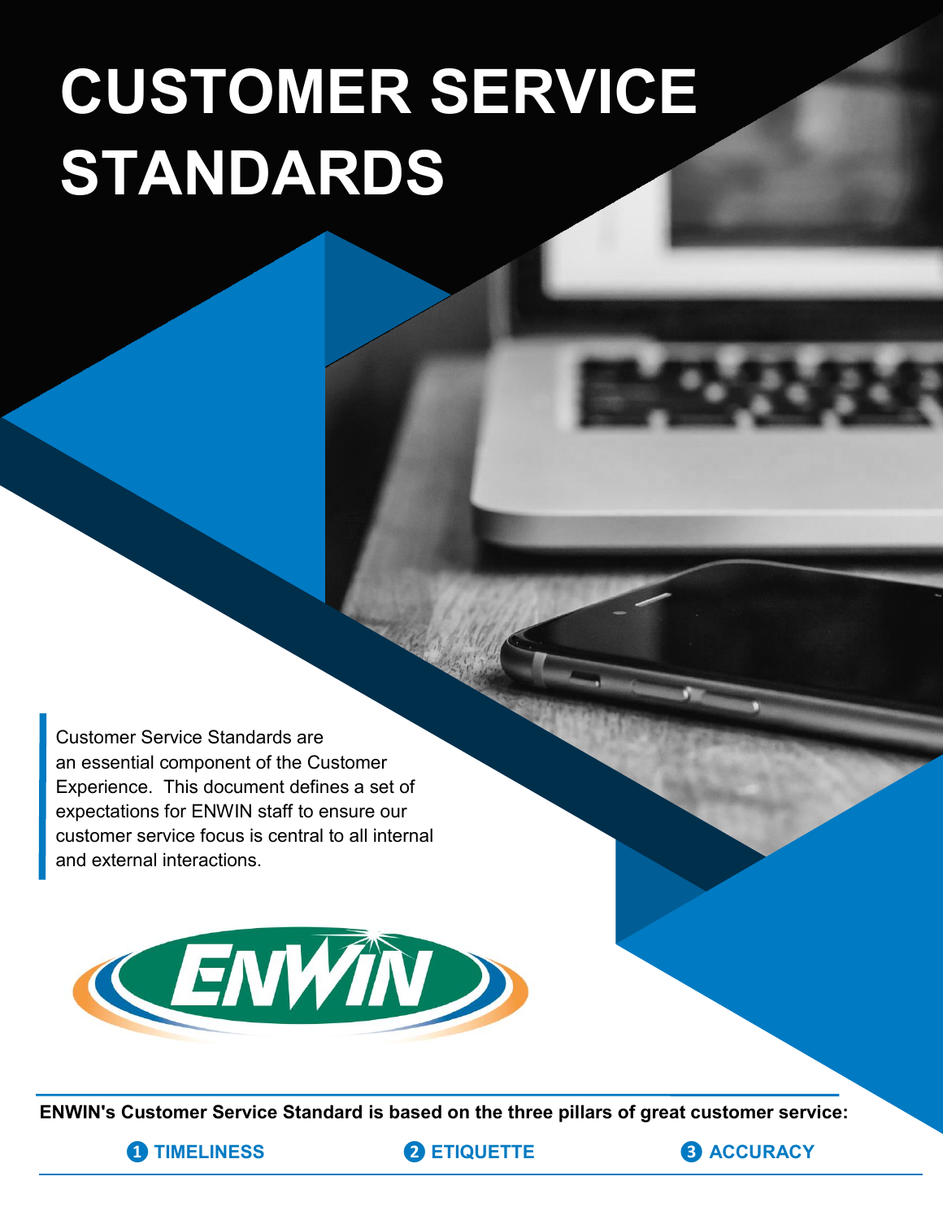# CUSTOMER SERVICE STANDARDS

Customer Service Standards are an essential component of the Customer Experience. This document defines a set of expectations for ENWIN staff to ensure our customer service focus is central to all internal and external interactions.

**ENWIN's Customer Service Standard is based on the three pillars of great customer service:**

1. **TIMELINESS**
2. **ETIQUETTE**
3. **ACCURACY**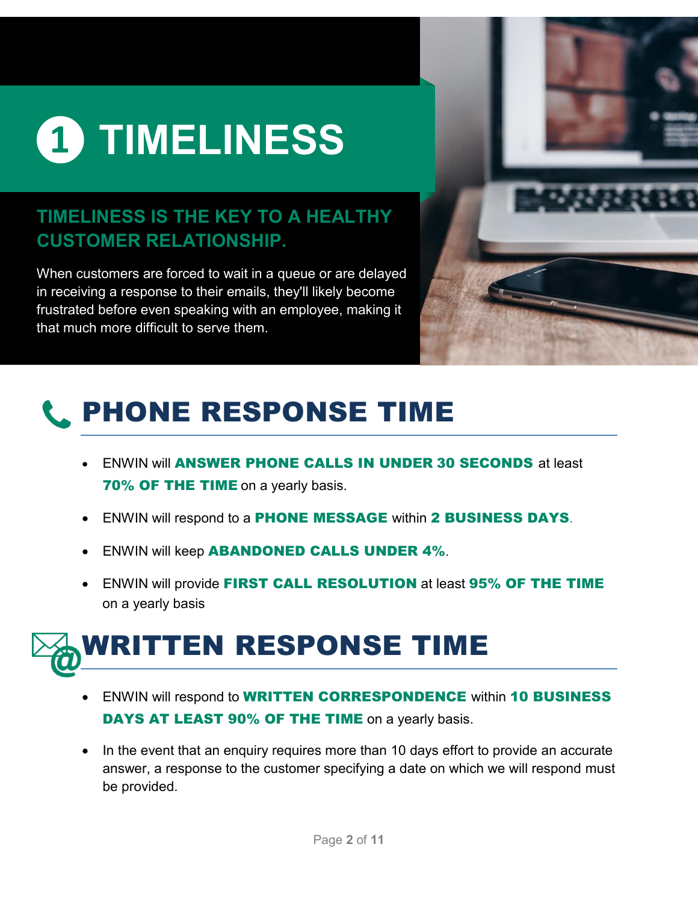# 1 TIMELINESS

## TIMELINESS IS THE KEY TO A HEALTHY CUSTOMER RELATIONSHIP.

When customers are forced to wait in a queue or are delayed in receiving a response to their emails, they'll likely become frustrated before even speaking with an employee, making it that much more difficult to serve them.

## PHONE RESPONSE TIME

- ENWIN will **ANSWER PHONE CALLS IN UNDER 30 SECONDS** at least **70% OF THE TIME** on a yearly basis.
- ENWIN will respond to a **PHONE MESSAGE** within **2 BUSINESS DAYS**.
- ENWIN will keep **ABANDONED CALLS UNDER 4%**.
- ENWIN will provide **FIRST CALL RESOLUTION** at least **95% OF THE TIME** on a yearly basis

## WRITTEN RESPONSE TIME

- ENWIN will respond to **WRITTEN CORRESPONDENCE** within **10 BUSINESS DAYS AT LEAST 90% OF THE TIME** on a yearly basis.
- In the event that an enquiry requires more than 10 days effort to provide an accurate answer, a response to the customer specifying a date on which we will respond must be provided.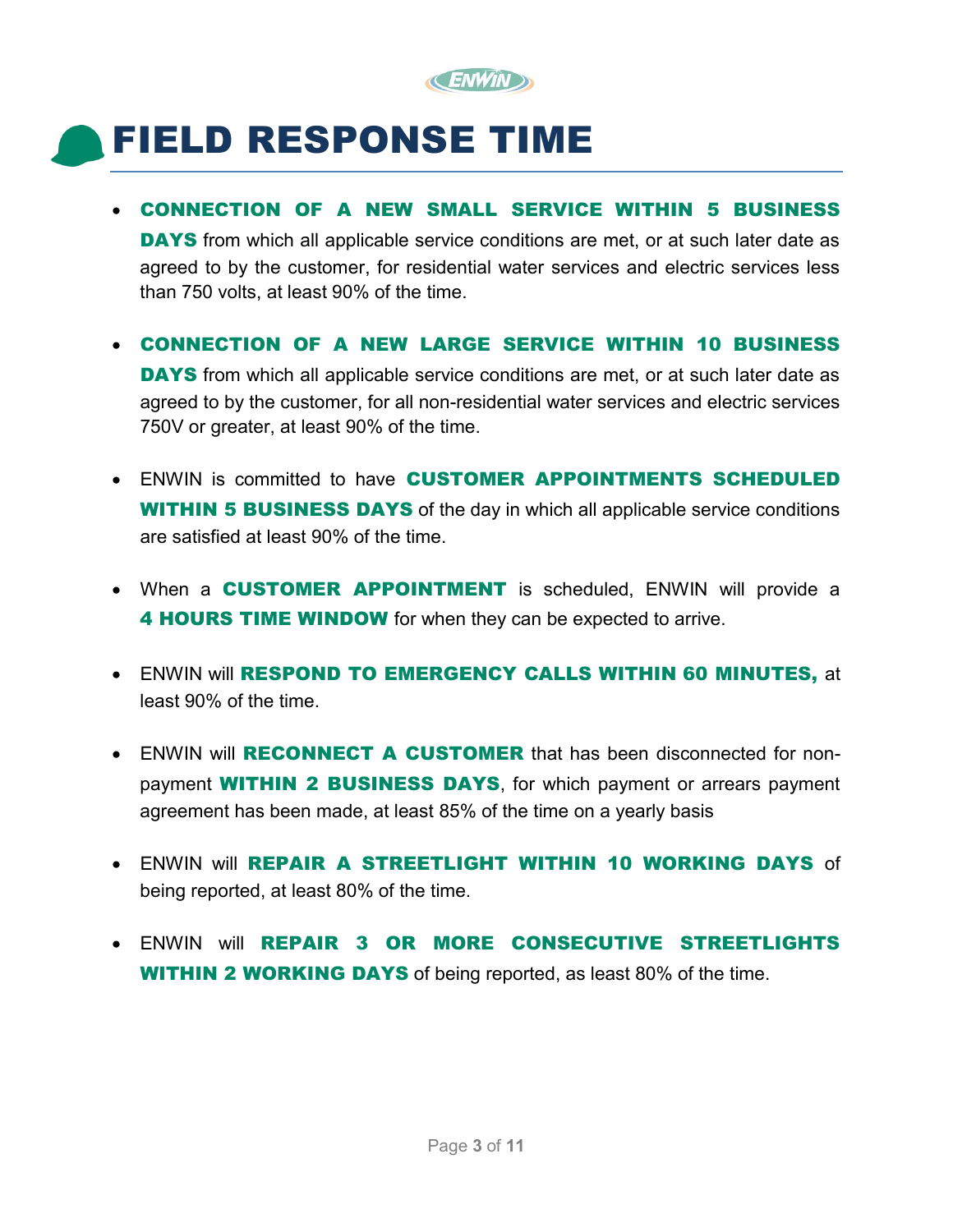# FIELD RESPONSE TIME

- **CONNECTION OF A NEW SMALL SERVICE WITHIN 5 BUSINESS DAYS** from which all applicable service conditions are met, or at such later date as agreed to by the customer, for residential water services and electric services less than 750 volts, at least 90% of the time.

- **CONNECTION OF A NEW LARGE SERVICE WITHIN 10 BUSINESS DAYS** from which all applicable service conditions are met, or at such later date as agreed to by the customer, for all non-residential water services and electric services 750V or greater, at least 90% of the time.

- ENWIN is committed to have **CUSTOMER APPOINTMENTS SCHEDULED WITHIN 5 BUSINESS DAYS** of the day in which all applicable service conditions are satisfied at least 90% of the time.

- When a **CUSTOMER APPOINTMENT** is scheduled, ENWIN will provide a **4 HOURS TIME WINDOW** for when they can be expected to arrive.

- ENWIN will **RESPOND TO EMERGENCY CALLS WITHIN 60 MINUTES,** at least 90% of the time.

- ENWIN will **RECONNECT A CUSTOMER** that has been disconnected for non-payment **WITHIN 2 BUSINESS DAYS**, for which payment or arrears payment agreement has been made, at least 85% of the time on a yearly basis

- ENWIN will **REPAIR A STREETLIGHT WITHIN 10 WORKING DAYS** of being reported, at least 80% of the time.

- ENWIN will **REPAIR 3 OR MORE CONSECUTIVE STREETLIGHTS WITHIN 2 WORKING DAYS** of being reported, as least 80% of the time.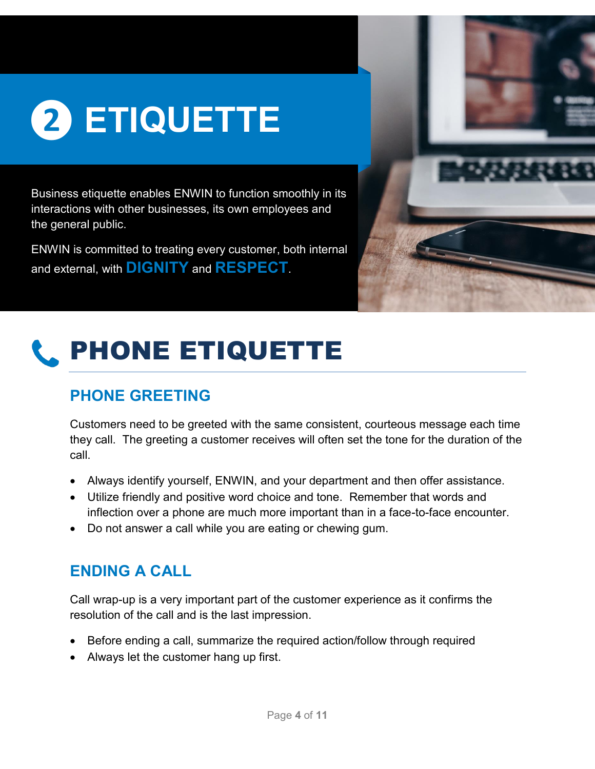# 2 ETIQUETTE

Business etiquette enables ENWIN to function smoothly in its interactions with other businesses, its own employees and the general public.

ENWIN is committed to treating every customer, both internal and external, with **DIGNITY** and **RESPECT**.

## PHONE ETIQUETTE

### PHONE GREETING

Customers need to be greeted with the same consistent, courteous message each time they call. The greeting a customer receives will often set the tone for the duration of the call.

- Always identify yourself, ENWIN, and your department and then offer assistance.
- Utilize friendly and positive word choice and tone. Remember that words and inflection over a phone are much more important than in a face-to-face encounter.
- Do not answer a call while you are eating or chewing gum.

### ENDING A CALL

Call wrap-up is a very important part of the customer experience as it confirms the resolution of the call and is the last impression.

- Before ending a call, summarize the required action/follow through required
- Always let the customer hang up first.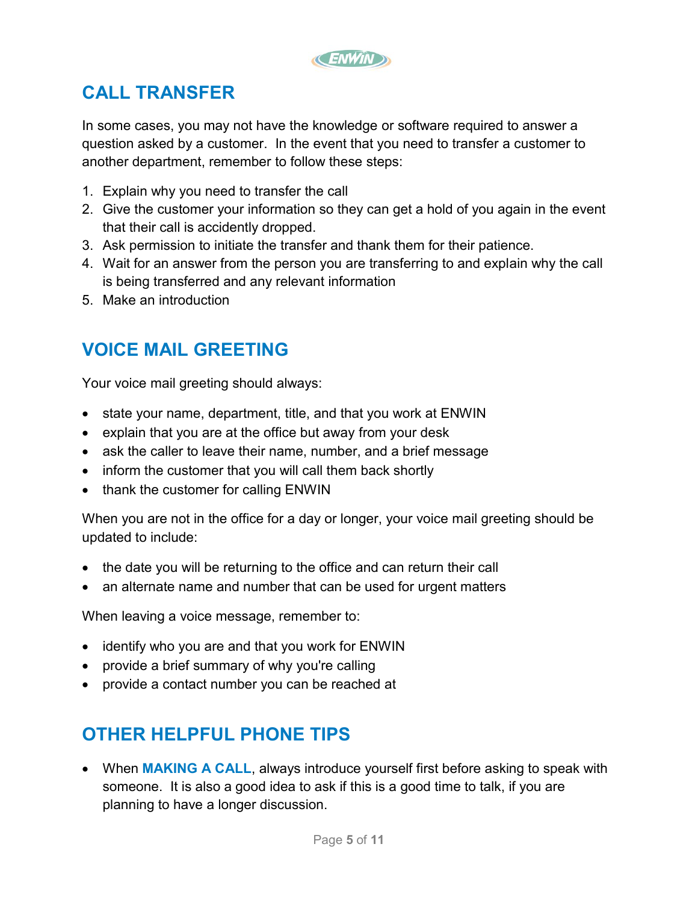## CALL TRANSFER

In some cases, you may not have the knowledge or software required to answer a question asked by a customer.  In the event that you need to transfer a customer to another department, remember to follow these steps:

1. Explain why you need to transfer the call
2. Give the customer your information so they can get a hold of you again in the event that their call is accidently dropped.
3. Ask permission to initiate the transfer and thank them for their patience.
4. Wait for an answer from the person you are transferring to and explain why the call is being transferred and any relevant information
5. Make an introduction

## VOICE MAIL GREETING

Your voice mail greeting should always:

- state your name, department, title, and that you work at ENWIN
- explain that you are at the office but away from your desk
- ask the caller to leave their name, number, and a brief message
- inform the customer that you will call them back shortly
- thank the customer for calling ENWIN

When you are not in the office for a day or longer, your voice mail greeting should be updated to include:

- the date you will be returning to the office and can return their call
- an alternate name and number that can be used for urgent matters

When leaving a voice message, remember to:

- identify who you are and that you work for ENWIN
- provide a brief summary of why you're calling
- provide a contact number you can be reached at

## OTHER HELPFUL PHONE TIPS

- When **MAKING A CALL**, always introduce yourself first before asking to speak with someone.  It is also a good idea to ask if this is a good time to talk, if you are planning to have a longer discussion.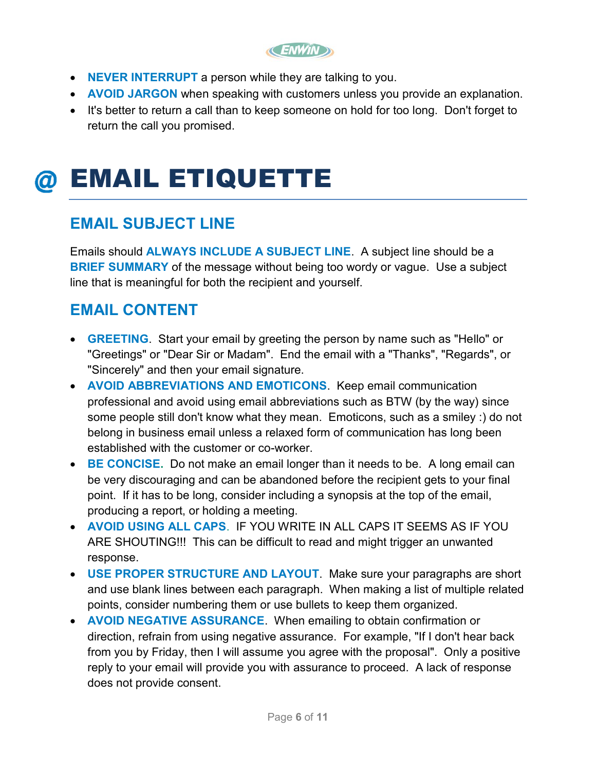- **NEVER INTERRUPT** a person while they are talking to you.
- **AVOID JARGON** when speaking with customers unless you provide an explanation.
- It's better to return a call than to keep someone on hold for too long. Don't forget to return the call you promised.

# @ EMAIL ETIQUETTE

## EMAIL SUBJECT LINE

Emails should **ALWAYS INCLUDE A SUBJECT LINE**. A subject line should be a **BRIEF SUMMARY** of the message without being too wordy or vague. Use a subject line that is meaningful for both the recipient and yourself.

## EMAIL CONTENT

- **GREETING**. Start your email by greeting the person by name such as "Hello" or "Greetings" or "Dear Sir or Madam". End the email with a "Thanks", "Regards", or "Sincerely" and then your email signature.
- **AVOID ABBREVIATIONS AND EMOTICONS**. Keep email communication professional and avoid using email abbreviations such as BTW (by the way) since some people still don't know what they mean. Emoticons, such as a smiley :) do not belong in business email unless a relaxed form of communication has long been established with the customer or co-worker.
- **BE CONCISE.** Do not make an email longer than it needs to be. A long email can be very discouraging and can be abandoned before the recipient gets to your final point. If it has to be long, consider including a synopsis at the top of the email, producing a report, or holding a meeting.
- **AVOID USING ALL CAPS**. IF YOU WRITE IN ALL CAPS IT SEEMS AS IF YOU ARE SHOUTING!!! This can be difficult to read and might trigger an unwanted response.
- **USE PROPER STRUCTURE AND LAYOUT**. Make sure your paragraphs are short and use blank lines between each paragraph. When making a list of multiple related points, consider numbering them or use bullets to keep them organized.
- **AVOID NEGATIVE ASSURANCE**. When emailing to obtain confirmation or direction, refrain from using negative assurance. For example, "If I don't hear back from you by Friday, then I will assume you agree with the proposal". Only a positive reply to your email will provide you with assurance to proceed. A lack of response does not provide consent.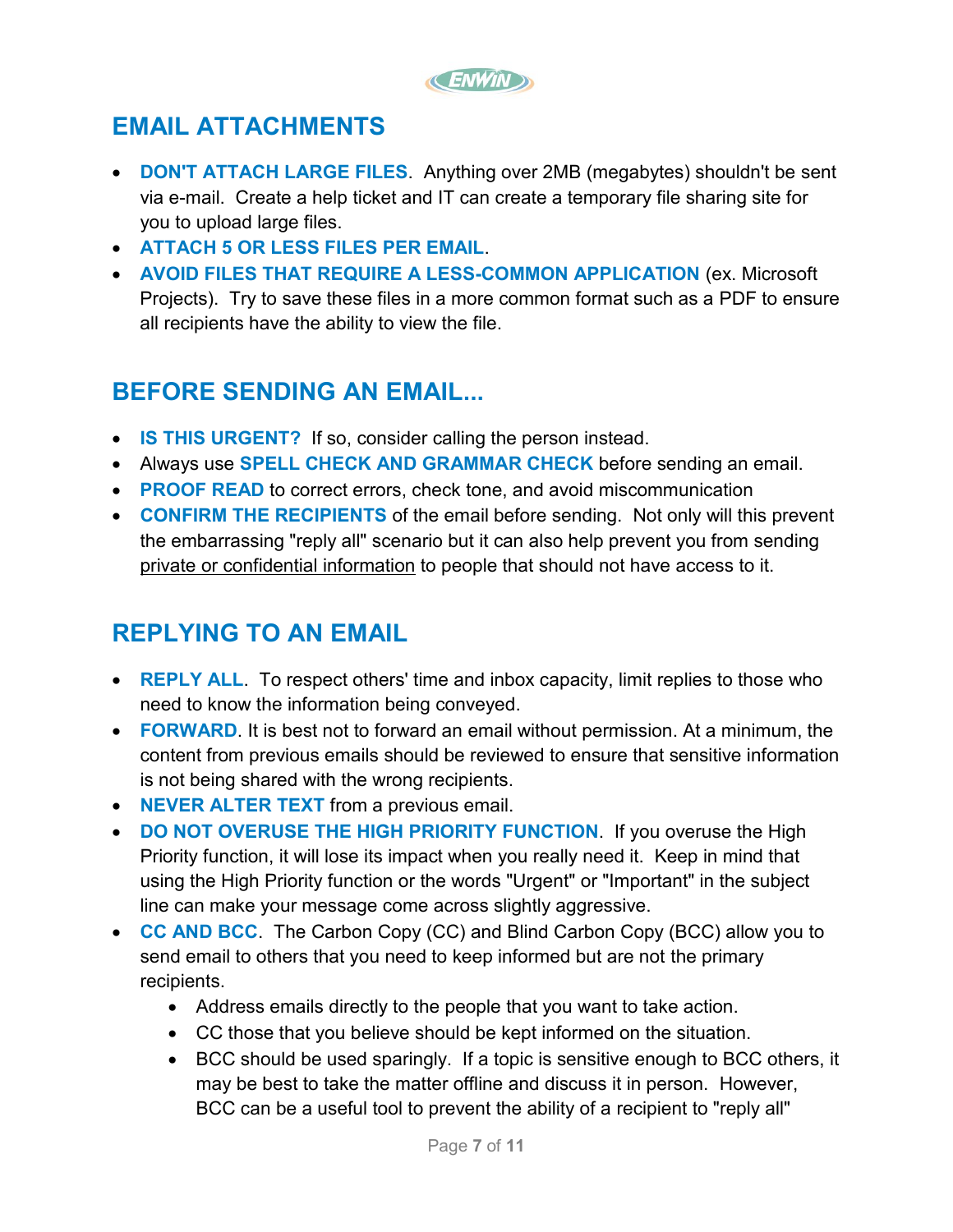## EMAIL ATTACHMENTS

- **DON'T ATTACH LARGE FILES**. Anything over 2MB (megabytes) shouldn't be sent via e-mail. Create a help ticket and IT can create a temporary file sharing site for you to upload large files.
- **ATTACH 5 OR LESS FILES PER EMAIL**.
- **AVOID FILES THAT REQUIRE A LESS-COMMON APPLICATION** (ex. Microsoft Projects). Try to save these files in a more common format such as a PDF to ensure all recipients have the ability to view the file.

## BEFORE SENDING AN EMAIL...

- **IS THIS URGENT?** If so, consider calling the person instead.
- Always use **SPELL CHECK AND GRAMMAR CHECK** before sending an email.
- **PROOF READ** to correct errors, check tone, and avoid miscommunication
- **CONFIRM THE RECIPIENTS** of the email before sending. Not only will this prevent the embarrassing "reply all" scenario but it can also help prevent you from sending <u>private or confidential information</u> to people that should not have access to it.

## REPLYING TO AN EMAIL

- **REPLY ALL**. To respect others' time and inbox capacity, limit replies to those who need to know the information being conveyed.
- **FORWARD**. It is best not to forward an email without permission. At a minimum, the content from previous emails should be reviewed to ensure that sensitive information is not being shared with the wrong recipients.
- **NEVER ALTER TEXT** from a previous email.
- **DO NOT OVERUSE THE HIGH PRIORITY FUNCTION**. If you overuse the High Priority function, it will lose its impact when you really need it. Keep in mind that using the High Priority function or the words "Urgent" or "Important" in the subject line can make your message come across slightly aggressive.
- **CC AND BCC**. The Carbon Copy (CC) and Blind Carbon Copy (BCC) allow you to send email to others that you need to keep informed but are not the primary recipients.
    - Address emails directly to the people that you want to take action.
    - CC those that you believe should be kept informed on the situation.
    - BCC should be used sparingly. If a topic is sensitive enough to BCC others, it may be best to take the matter offline and discuss it in person. However, BCC can be a useful tool to prevent the ability of a recipient to "reply all"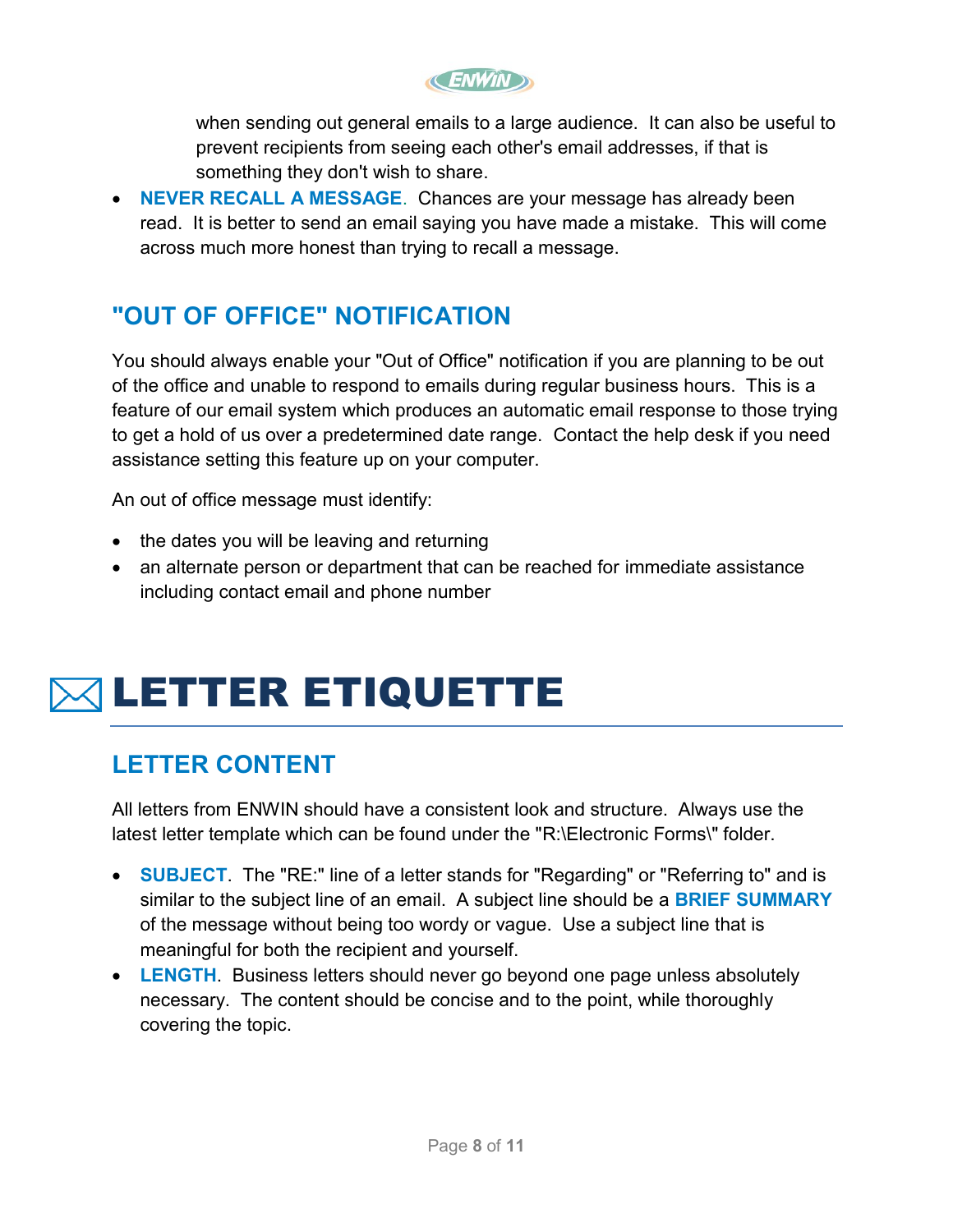when sending out general emails to a large audience. It can also be useful to prevent recipients from seeing each other's email addresses, if that is something they don't wish to share.

- **NEVER RECALL A MESSAGE**. Chances are your message has already been read. It is better to send an email saying you have made a mistake. This will come across much more honest than trying to recall a message.

## "OUT OF OFFICE" NOTIFICATION

You should always enable your "Out of Office" notification if you are planning to be out of the office and unable to respond to emails during regular business hours. This is a feature of our email system which produces an automatic email response to those trying to get a hold of us over a predetermined date range. Contact the help desk if you need assistance setting this feature up on your computer.

An out of office message must identify:

- the dates you will be leaving and returning
- an alternate person or department that can be reached for immediate assistance including contact email and phone number

# LETTER ETIQUETTE

## LETTER CONTENT

All letters from ENWIN should have a consistent look and structure. Always use the latest letter template which can be found under the "R:\Electronic Forms\" folder.

- **SUBJECT**. The "RE:" line of a letter stands for "Regarding" or "Referring to" and is similar to the subject line of an email. A subject line should be a **BRIEF SUMMARY** of the message without being too wordy or vague. Use a subject line that is meaningful for both the recipient and yourself.
- **LENGTH**. Business letters should never go beyond one page unless absolutely necessary. The content should be concise and to the point, while thoroughly covering the topic.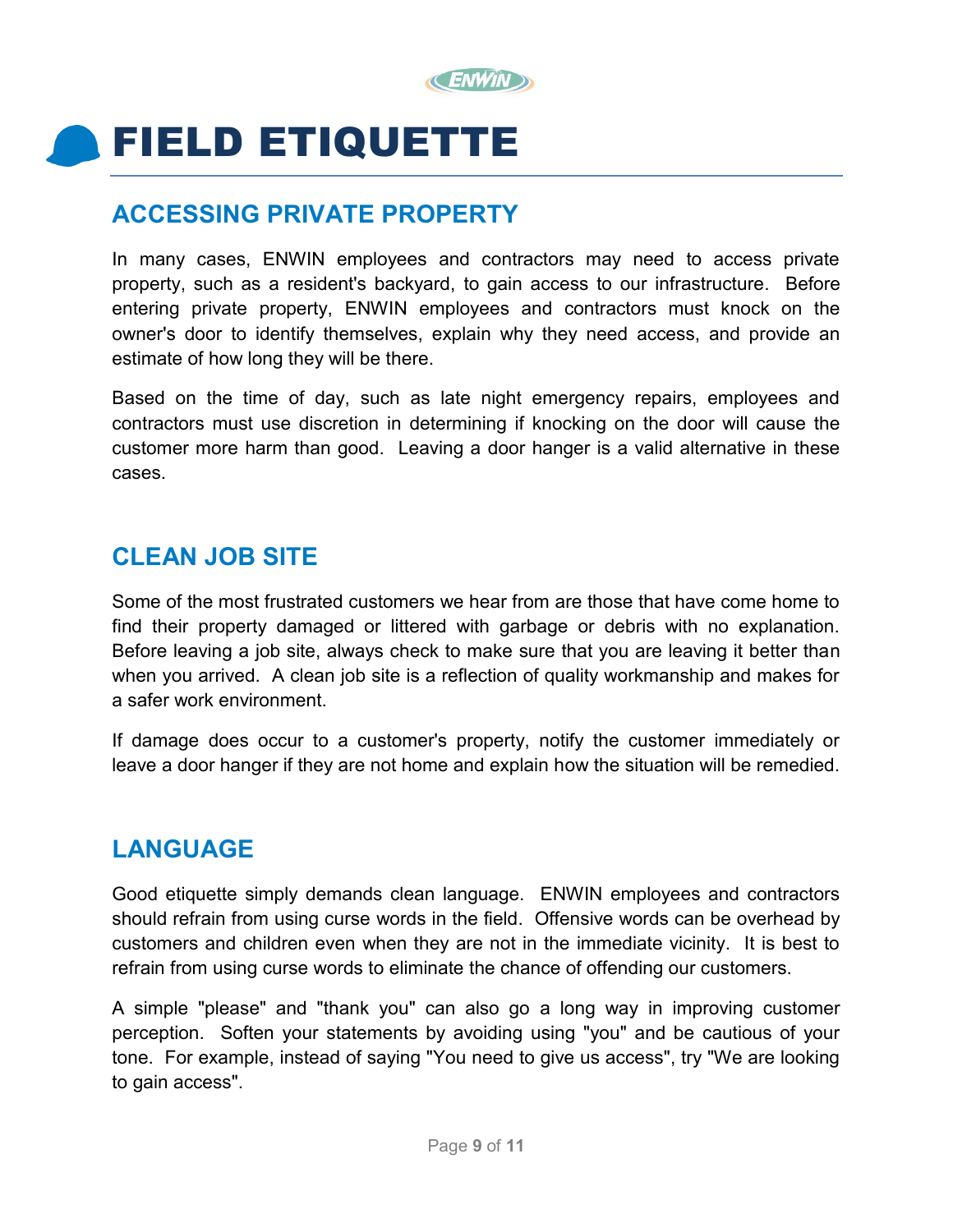# FIELD ETIQUETTE

## ACCESSING PRIVATE PROPERTY

In many cases, ENWIN employees and contractors may need to access private property, such as a resident's backyard, to gain access to our infrastructure. Before entering private property, ENWIN employees and contractors must knock on the owner's door to identify themselves, explain why they need access, and provide an estimate of how long they will be there.

Based on the time of day, such as late night emergency repairs, employees and contractors must use discretion in determining if knocking on the door will cause the customer more harm than good. Leaving a door hanger is a valid alternative in these cases.

## CLEAN JOB SITE

Some of the most frustrated customers we hear from are those that have come home to find their property damaged or littered with garbage or debris with no explanation. Before leaving a job site, always check to make sure that you are leaving it better than when you arrived. A clean job site is a reflection of quality workmanship and makes for a safer work environment.

If damage does occur to a customer's property, notify the customer immediately or leave a door hanger if they are not home and explain how the situation will be remedied.

## LANGUAGE

Good etiquette simply demands clean language. ENWIN employees and contractors should refrain from using curse words in the field. Offensive words can be overhead by customers and children even when they are not in the immediate vicinity. It is best to refrain from using curse words to eliminate the chance of offending our customers.

A simple "please" and "thank you" can also go a long way in improving customer perception. Soften your statements by avoiding using "you" and be cautious of your tone. For example, instead of saying "You need to give us access", try "We are looking to gain access".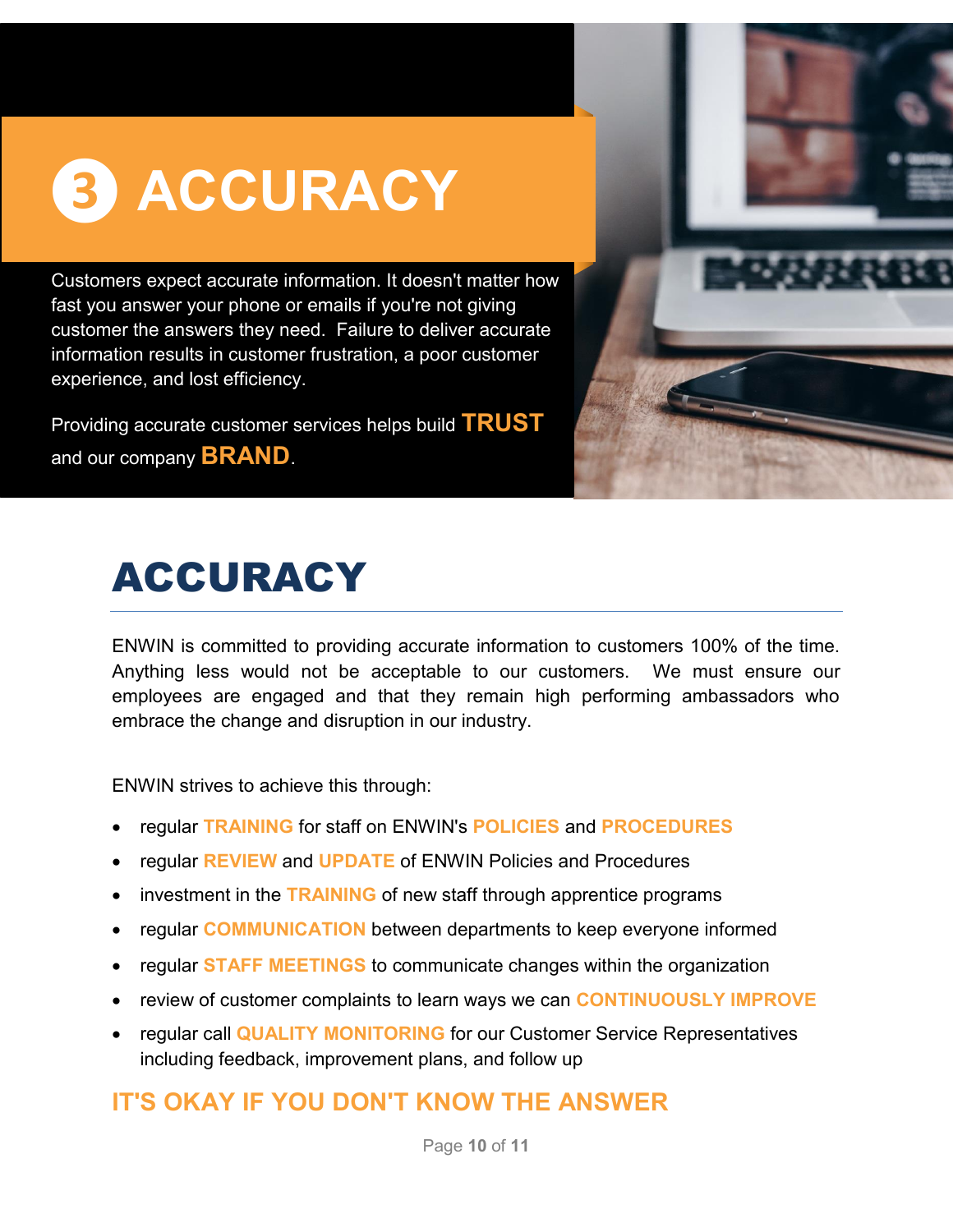# ❸ ACCURACY

Customers expect accurate information. It doesn't matter how fast you answer your phone or emails if you're not giving customer the answers they need. Failure to deliver accurate information results in customer frustration, a poor customer experience, and lost efficiency.

Providing accurate customer services helps build **TRUST** and our company **BRAND**.

## ACCURACY

ENWIN is committed to providing accurate information to customers 100% of the time. Anything less would not be acceptable to our customers. We must ensure our employees are engaged and that they remain high performing ambassadors who embrace the change and disruption in our industry.

ENWIN strives to achieve this through:

- regular **TRAINING** for staff on ENWIN's **POLICIES** and **PROCEDURES**
- regular **REVIEW** and **UPDATE** of ENWIN Policies and Procedures
- investment in the **TRAINING** of new staff through apprentice programs
- regular **COMMUNICATION** between departments to keep everyone informed
- regular **STAFF MEETINGS** to communicate changes within the organization
- review of customer complaints to learn ways we can **CONTINUOUSLY IMPROVE**
- regular call **QUALITY MONITORING** for our Customer Service Representatives including feedback, improvement plans, and follow up

### IT'S OKAY IF YOU DON'T KNOW THE ANSWER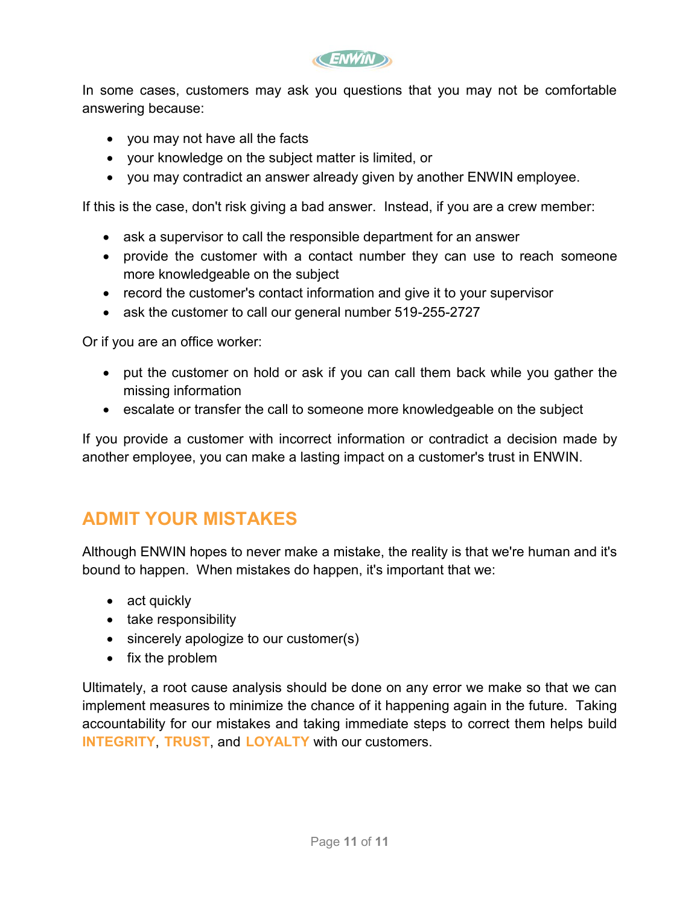In some cases, customers may ask you questions that you may not be comfortable answering because:

- you may not have all the facts
- your knowledge on the subject matter is limited, or
- you may contradict an answer already given by another ENWIN employee.

If this is the case, don't risk giving a bad answer. Instead, if you are a crew member:

- ask a supervisor to call the responsible department for an answer
- provide the customer with a contact number they can use to reach someone more knowledgeable on the subject
- record the customer's contact information and give it to your supervisor
- ask the customer to call our general number 519-255-2727

Or if you are an office worker:

- put the customer on hold or ask if you can call them back while you gather the missing information
- escalate or transfer the call to someone more knowledgeable on the subject

If you provide a customer with incorrect information or contradict a decision made by another employee, you can make a lasting impact on a customer's trust in ENWIN.

## ADMIT YOUR MISTAKES

Although ENWIN hopes to never make a mistake, the reality is that we're human and it's bound to happen. When mistakes do happen, it's important that we:

- act quickly
- take responsibility
- sincerely apologize to our customer(s)
- fix the problem

Ultimately, a root cause analysis should be done on any error we make so that we can implement measures to minimize the chance of it happening again in the future. Taking accountability for our mistakes and taking immediate steps to correct them helps build **INTEGRITY**, **TRUST**, and **LOYALTY** with our customers.